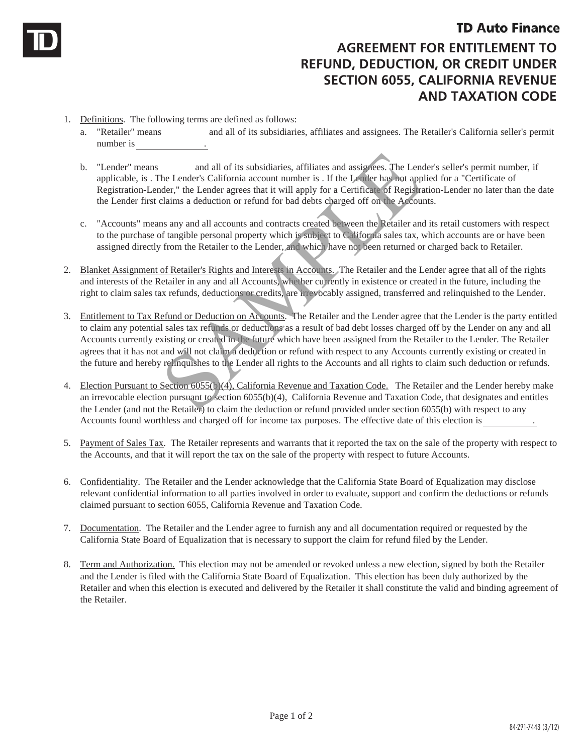**TD Auto Finance**

# AGREEMENT FOR ENTITLEMENT TO REFUND, DEDUCTION, OR CREDIT UNDER SECTION 6055, CALIFORNIA REVENUE AND TAXATION CODE

1. Definitions. The following terms are defined as follows:
   a. "Retailer" means and all of its subsidiaries, affiliates and assignees. The Retailer's California seller's permit number is ______________.

   b. "Lender" means and all of its subsidiaries, affiliates and assignees. The Lender's seller's permit number, if applicable, is . The Lender's California account number is . If the Lender has not applied for a "Certificate of Registration-Lender," the Lender agrees that it will apply for a Certificate of Registration-Lender no later than the date the Lender first claims a deduction or refund for bad debts charged off on the Accounts.

   c. "Accounts" means any and all accounts and contracts created between the Retailer and its retail customers with respect to the purchase of tangible personal property which is subject to California sales tax, which accounts are or have been assigned directly from the Retailer to the Lender, and which have not been returned or charged back to Retailer.

2. Blanket Assignment of Retailer's Rights and Interests in Accounts. The Retailer and the Lender agree that all of the rights and interests of the Retailer in any and all Accounts, whether currently in existence or created in the future, including the right to claim sales tax refunds, deductions or credits, are irrevocably assigned, transferred and relinquished to the Lender.

3. Entitlement to Tax Refund or Deduction on Accounts. The Retailer and the Lender agree that the Lender is the party entitled to claim any potential sales tax refunds or deductions as a result of bad debt losses charged off by the Lender on any and all Accounts currently existing or created in the future which have been assigned from the Retailer to the Lender. The Retailer agrees that it has not and will not claim a deduction or refund with respect to any Accounts currently existing or created in the future and hereby relinquishes to the Lender all rights to the Accounts and all rights to claim such deduction or refunds.

4. Election Pursuant to Section 6055(b)(4), California Revenue and Taxation Code. The Retailer and the Lender hereby make an irrevocable election pursuant to section 6055(b)(4), California Revenue and Taxation Code, that designates and entitles the Lender (and not the Retailer) to claim the deduction or refund provided under section 6055(b) with respect to any Accounts found worthless and charged off for income tax purposes. The effective date of this election is __________.

5. Payment of Sales Tax. The Retailer represents and warrants that it reported the tax on the sale of the property with respect to the Accounts, and that it will report the tax on the sale of the property with respect to future Accounts.

6. Confidentiality. The Retailer and the Lender acknowledge that the California State Board of Equalization may disclose relevant confidential information to all parties involved in order to evaluate, support and confirm the deductions or refunds claimed pursuant to section 6055, California Revenue and Taxation Code.

7. Documentation. The Retailer and the Lender agree to furnish any and all documentation required or requested by the California State Board of Equalization that is necessary to support the claim for refund filed by the Lender.

8. Term and Authorization. This election may not be amended or revoked unless a new election, signed by both the Retailer and the Lender is filed with the California State Board of Equalization. This election has been duly authorized by the Retailer and when this election is executed and delivered by the Retailer it shall constitute the valid and binding agreement of the Retailer.

84-291-7443 (3/12)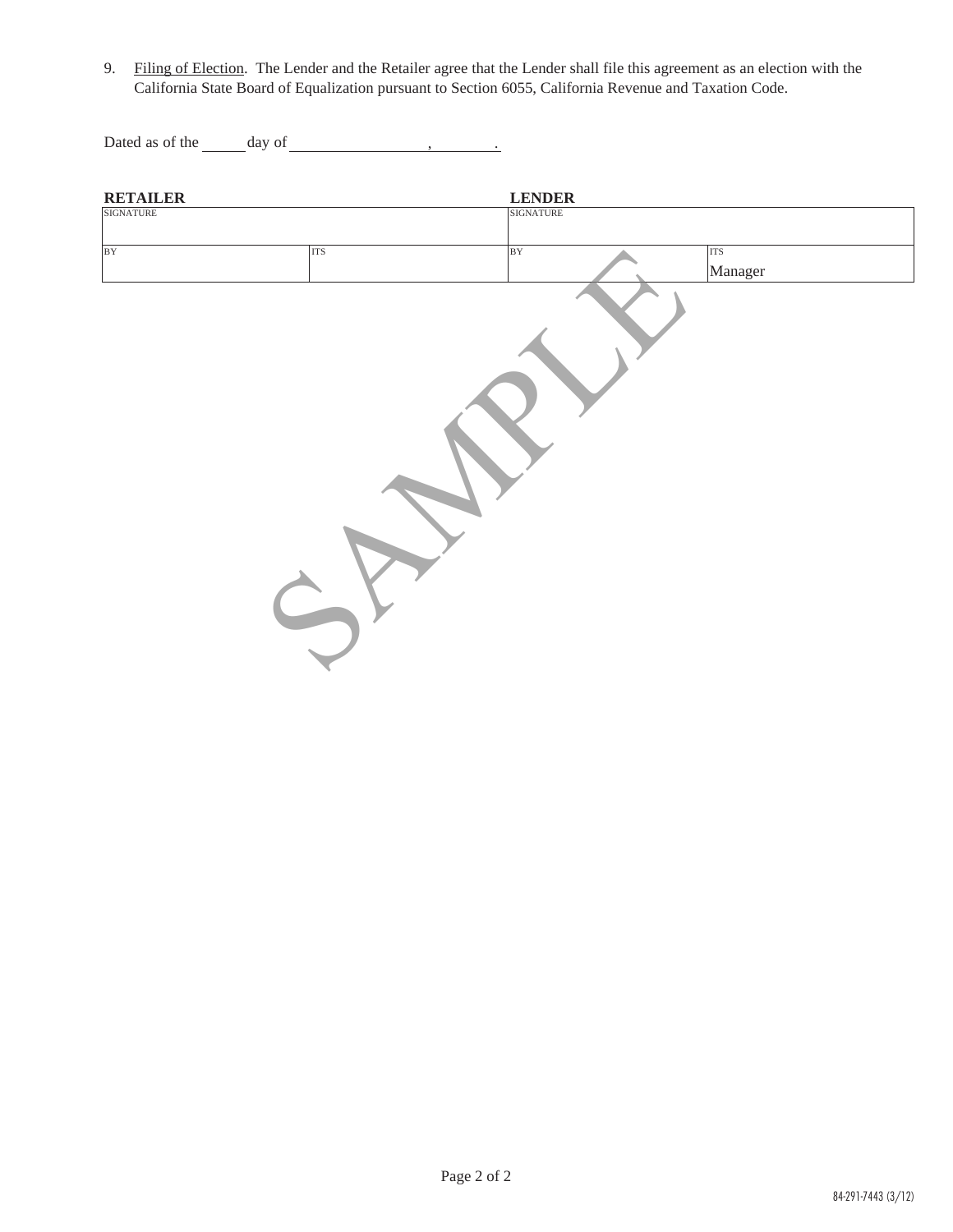9. Filing of Election. The Lender and the Retailer agree that the Lender shall file this agreement as an election with the California State Board of Equalization pursuant to Section 6055, California Revenue and Taxation Code.

Dated as of the ______ day of ____________________, ________.

| **RETAILER** | | **LENDER** | |
|---|---|---|---|
| SIGNATURE | | SIGNATURE | |
| BY | ITS | BY | ITS<br>Manager |

SAMPLE

84-291-7443 (3/12)